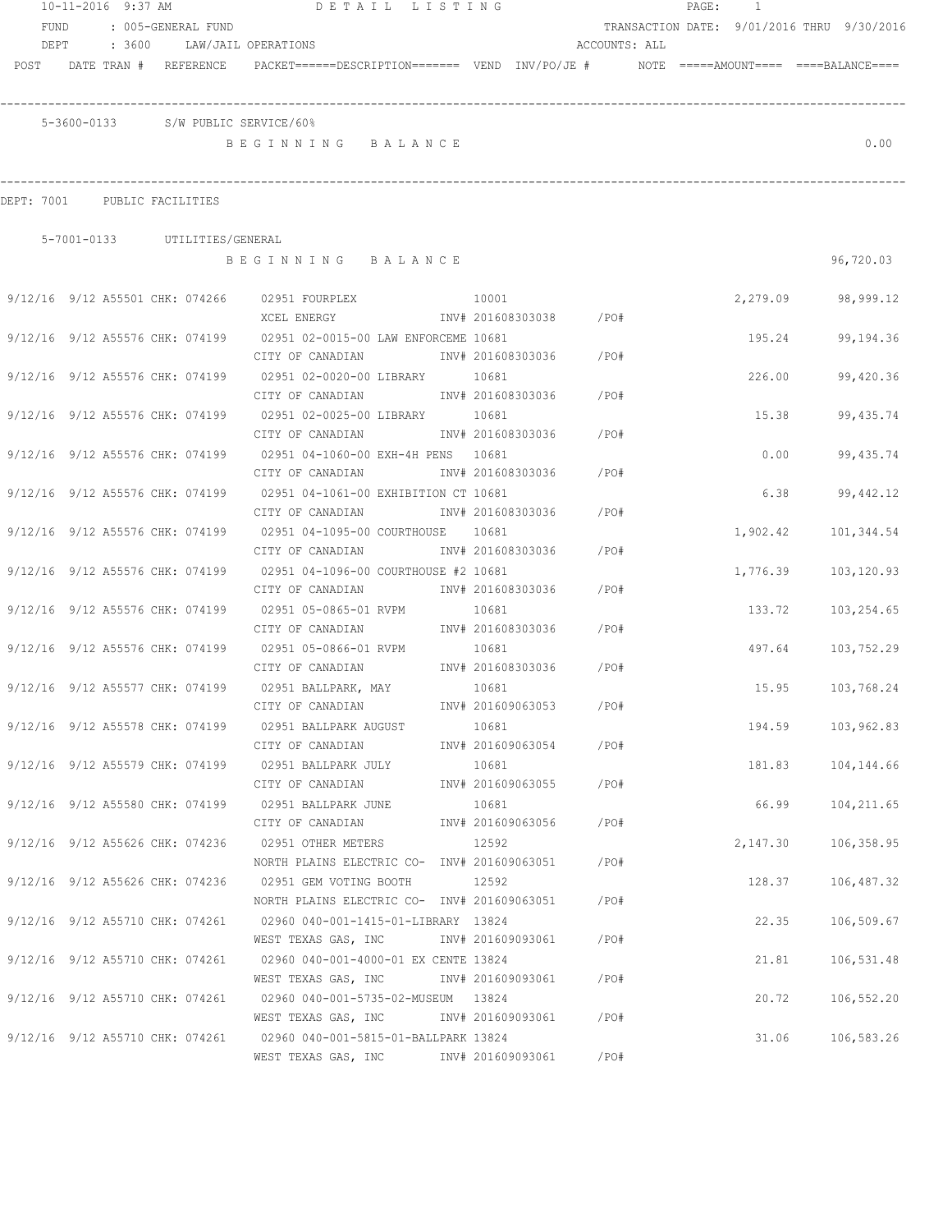10-11-2016 9:37 AM — DETAIL LISTING

FUND : 005-GENERAL FUND — TRANSACTION DATE: 9/01/2016 THRU 9/30/2016

DEPT : 3600 LAW/JAIL OPERATIONS — ACCOUNTS: ALL

| POST | DATE | TRAN # | REFERENCE | PACKET | DESCRIPTION | VEND | INV/PO/JE # | NOTE | AMOUNT | BALANCE |
|---|---|---|---|---|---|---|---|---|---|---|

5-3600-0133 S/W PUBLIC SERVICE/60%

BEGINNING BALANCE 0.00

DEPT: 7001 PUBLIC FACILITIES

5-7001-0133 UTILITIES/GENERAL

BEGINNING BALANCE 96,720.03

| POST | DATE | TRAN # | REFERENCE | PACKET | DESCRIPTION | VEND | INV/PO/JE # | NOTE | AMOUNT | BALANCE |
|---|---|---|---|---|---|---|---|---|---|---|
| 9/12/16 | 9/12 | A55501 | CHK: 074266 | 02951 | FOURPLEX / XCEL ENERGY | 10001 | INV# 201608303038 /PO# | | 2,279.09 | 98,999.12 |
| 9/12/16 | 9/12 | A55576 | CHK: 074199 | 02951 | 02-0015-00 LAW ENFORCEME / CITY OF CANADIAN | 10681 | INV# 201608303036 /PO# | | 195.24 | 99,194.36 |
| 9/12/16 | 9/12 | A55576 | CHK: 074199 | 02951 | 02-0020-00 LIBRARY / CITY OF CANADIAN | 10681 | INV# 201608303036 /PO# | | 226.00 | 99,420.36 |
| 9/12/16 | 9/12 | A55576 | CHK: 074199 | 02951 | 02-0025-00 LIBRARY / CITY OF CANADIAN | 10681 | INV# 201608303036 /PO# | | 15.38 | 99,435.74 |
| 9/12/16 | 9/12 | A55576 | CHK: 074199 | 02951 | 04-1060-00 EXH-4H PENS / CITY OF CANADIAN | 10681 | INV# 201608303036 /PO# | | 0.00 | 99,435.74 |
| 9/12/16 | 9/12 | A55576 | CHK: 074199 | 02951 | 04-1061-00 EXHIBITION CT / CITY OF CANADIAN | 10681 | INV# 201608303036 /PO# | | 6.38 | 99,442.12 |
| 9/12/16 | 9/12 | A55576 | CHK: 074199 | 02951 | 04-1095-00 COURTHOUSE / CITY OF CANADIAN | 10681 | INV# 201608303036 /PO# | | 1,902.42 | 101,344.54 |
| 9/12/16 | 9/12 | A55576 | CHK: 074199 | 02951 | 04-1096-00 COURTHOUSE #2 / CITY OF CANADIAN | 10681 | INV# 201608303036 /PO# | | 1,776.39 | 103,120.93 |
| 9/12/16 | 9/12 | A55576 | CHK: 074199 | 02951 | 05-0865-01 RVPM / CITY OF CANADIAN | 10681 | INV# 201608303036 /PO# | | 133.72 | 103,254.65 |
| 9/12/16 | 9/12 | A55576 | CHK: 074199 | 02951 | 05-0866-01 RVPM / CITY OF CANADIAN | 10681 | INV# 201608303036 /PO# | | 497.64 | 103,752.29 |
| 9/12/16 | 9/12 | A55577 | CHK: 074199 | 02951 | BALLPARK, MAY / CITY OF CANADIAN | 10681 | INV# 201609063053 /PO# | | 15.95 | 103,768.24 |
| 9/12/16 | 9/12 | A55578 | CHK: 074199 | 02951 | BALLPARK AUGUST / CITY OF CANADIAN | 10681 | INV# 201609063054 /PO# | | 194.59 | 103,962.83 |
| 9/12/16 | 9/12 | A55579 | CHK: 074199 | 02951 | BALLPARK JULY / CITY OF CANADIAN | 10681 | INV# 201609063055 /PO# | | 181.83 | 104,144.66 |
| 9/12/16 | 9/12 | A55580 | CHK: 074199 | 02951 | BALLPARK JUNE / CITY OF CANADIAN | 10681 | INV# 201609063056 /PO# | | 66.99 | 104,211.65 |
| 9/12/16 | 9/12 | A55626 | CHK: 074236 | 02951 | OTHER METERS / NORTH PLAINS ELECTRIC CO- | 12592 | INV# 201609063051 /PO# | | 2,147.30 | 106,358.95 |
| 9/12/16 | 9/12 | A55626 | CHK: 074236 | 02951 | GEM VOTING BOOTH / NORTH PLAINS ELECTRIC CO- | 12592 | INV# 201609063051 /PO# | | 128.37 | 106,487.32 |
| 9/12/16 | 9/12 | A55710 | CHK: 074261 | 02960 | 040-001-1415-01-LIBRARY / WEST TEXAS GAS, INC | 13824 | INV# 201609093061 /PO# | | 22.35 | 106,509.67 |
| 9/12/16 | 9/12 | A55710 | CHK: 074261 | 02960 | 040-001-4000-01 EX CENTE / WEST TEXAS GAS, INC | 13824 | INV# 201609093061 /PO# | | 21.81 | 106,531.48 |
| 9/12/16 | 9/12 | A55710 | CHK: 074261 | 02960 | 040-001-5735-02-MUSEUM / WEST TEXAS GAS, INC | 13824 | INV# 201609093061 /PO# | | 20.72 | 106,552.20 |
| 9/12/16 | 9/12 | A55710 | CHK: 074261 | 02960 | 040-001-5815-01-BALLPARK / WEST TEXAS GAS, INC | 13824 | INV# 201609093061 /PO# | | 31.06 | 106,583.26 |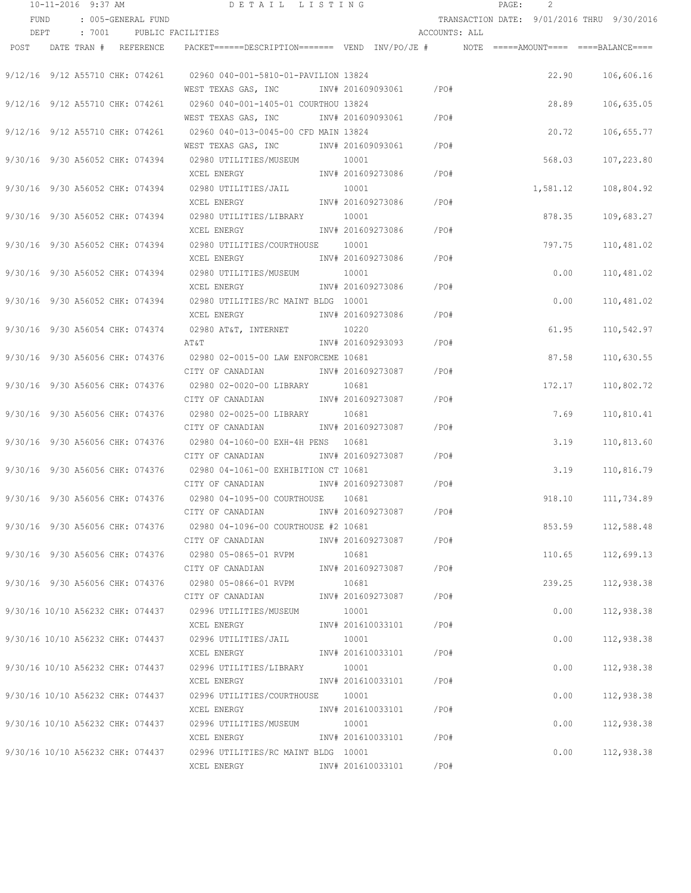10-11-2016 9:37 AM DETAIL LISTING

FUND : 005-GENERAL FUND TRANSACTION DATE: 9/01/2016 THRU 9/30/2016

DEPT : 7001 PUBLIC FACILITIES ACCOUNTS: ALL

| POST | DATE | TRAN # | REFERENCE | PACKET======DESCRIPTION======= | VEND | INV/PO/JE # | NOTE | =====AMOUNT==== | ====BALANCE==== |
|---|---|---|---|---|---|---|---|---|---|
| 9/12/16 | 9/12 | A55710 | CHK: 074261 | 02960 040-001-5810-01-PAVILION | 13824 | | | 22.90 | 106,606.16 |
| | | | | WEST TEXAS GAS, INC | | INV# 201609093061 /PO# | | | |
| 9/12/16 | 9/12 | A55710 | CHK: 074261 | 02960 040-001-1405-01 COURTHOU | 13824 | | | 28.89 | 106,635.05 |
| | | | | WEST TEXAS GAS, INC | | INV# 201609093061 /PO# | | | |
| 9/12/16 | 9/12 | A55710 | CHK: 074261 | 02960 040-013-0045-00 CFD MAIN | 13824 | | | 20.72 | 106,655.77 |
| | | | | WEST TEXAS GAS, INC | | INV# 201609093061 /PO# | | | |
| 9/30/16 | 9/30 | A56052 | CHK: 074394 | 02980 UTILITIES/MUSEUM | 10001 | | | 568.03 | 107,223.80 |
| | | | | XCEL ENERGY | | INV# 201609273086 /PO# | | | |
| 9/30/16 | 9/30 | A56052 | CHK: 074394 | 02980 UTILITIES/JAIL | 10001 | | | 1,581.12 | 108,804.92 |
| | | | | XCEL ENERGY | | INV# 201609273086 /PO# | | | |
| 9/30/16 | 9/30 | A56052 | CHK: 074394 | 02980 UTILITIES/LIBRARY | 10001 | | | 878.35 | 109,683.27 |
| | | | | XCEL ENERGY | | INV# 201609273086 /PO# | | | |
| 9/30/16 | 9/30 | A56052 | CHK: 074394 | 02980 UTILITIES/COURTHOUSE | 10001 | | | 797.75 | 110,481.02 |
| | | | | XCEL ENERGY | | INV# 201609273086 /PO# | | | |
| 9/30/16 | 9/30 | A56052 | CHK: 074394 | 02980 UTILITIES/MUSEUM | 10001 | | | 0.00 | 110,481.02 |
| | | | | XCEL ENERGY | | INV# 201609273086 /PO# | | | |
| 9/30/16 | 9/30 | A56052 | CHK: 074394 | 02980 UTILITIES/RC MAINT BLDG | 10001 | | | 0.00 | 110,481.02 |
| | | | | XCEL ENERGY | | INV# 201609273086 /PO# | | | |
| 9/30/16 | 9/30 | A56054 | CHK: 074374 | 02980 AT&T, INTERNET | 10220 | | | 61.95 | 110,542.97 |
| | | | | AT&T | | INV# 201609293093 /PO# | | | |
| 9/30/16 | 9/30 | A56056 | CHK: 074376 | 02980 02-0015-00 LAW ENFORCEME | 10681 | | | 87.58 | 110,630.55 |
| | | | | CITY OF CANADIAN | | INV# 201609273087 /PO# | | | |
| 9/30/16 | 9/30 | A56056 | CHK: 074376 | 02980 02-0020-00 LIBRARY | 10681 | | | 172.17 | 110,802.72 |
| | | | | CITY OF CANADIAN | | INV# 201609273087 /PO# | | | |
| 9/30/16 | 9/30 | A56056 | CHK: 074376 | 02980 02-0025-00 LIBRARY | 10681 | | | 7.69 | 110,810.41 |
| | | | | CITY OF CANADIAN | | INV# 201609273087 /PO# | | | |
| 9/30/16 | 9/30 | A56056 | CHK: 074376 | 02980 04-1060-00 EXH-4H PENS | 10681 | | | 3.19 | 110,813.60 |
| | | | | CITY OF CANADIAN | | INV# 201609273087 /PO# | | | |
| 9/30/16 | 9/30 | A56056 | CHK: 074376 | 02980 04-1061-00 EXHIBITION CT | 10681 | | | 3.19 | 110,816.79 |
| | | | | CITY OF CANADIAN | | INV# 201609273087 /PO# | | | |
| 9/30/16 | 9/30 | A56056 | CHK: 074376 | 02980 04-1095-00 COURTHOUSE | 10681 | | | 918.10 | 111,734.89 |
| | | | | CITY OF CANADIAN | | INV# 201609273087 /PO# | | | |
| 9/30/16 | 9/30 | A56056 | CHK: 074376 | 02980 04-1096-00 COURTHOUSE #2 | 10681 | | | 853.59 | 112,588.48 |
| | | | | CITY OF CANADIAN | | INV# 201609273087 /PO# | | | |
| 9/30/16 | 9/30 | A56056 | CHK: 074376 | 02980 05-0865-01 RVPM | 10681 | | | 110.65 | 112,699.13 |
| | | | | CITY OF CANADIAN | | INV# 201609273087 /PO# | | | |
| 9/30/16 | 9/30 | A56056 | CHK: 074376 | 02980 05-0866-01 RVPM | 10681 | | | 239.25 | 112,938.38 |
| | | | | CITY OF CANADIAN | | INV# 201609273087 /PO# | | | |
| 9/30/16 | 10/10 | A56232 | CHK: 074437 | 02996 UTILITIES/MUSEUM | 10001 | | | 0.00 | 112,938.38 |
| | | | | XCEL ENERGY | | INV# 201610033101 /PO# | | | |
| 9/30/16 | 10/10 | A56232 | CHK: 074437 | 02996 UTILITIES/JAIL | 10001 | | | 0.00 | 112,938.38 |
| | | | | XCEL ENERGY | | INV# 201610033101 /PO# | | | |
| 9/30/16 | 10/10 | A56232 | CHK: 074437 | 02996 UTILITIES/LIBRARY | 10001 | | | 0.00 | 112,938.38 |
| | | | | XCEL ENERGY | | INV# 201610033101 /PO# | | | |
| 9/30/16 | 10/10 | A56232 | CHK: 074437 | 02996 UTILITIES/COURTHOUSE | 10001 | | | 0.00 | 112,938.38 |
| | | | | XCEL ENERGY | | INV# 201610033101 /PO# | | | |
| 9/30/16 | 10/10 | A56232 | CHK: 074437 | 02996 UTILITIES/MUSEUM | 10001 | | | 0.00 | 112,938.38 |
| | | | | XCEL ENERGY | | INV# 201610033101 /PO# | | | |
| 9/30/16 | 10/10 | A56232 | CHK: 074437 | 02996 UTILITIES/RC MAINT BLDG | 10001 | | | 0.00 | 112,938.38 |
| | | | | XCEL ENERGY | | INV# 201610033101 /PO# | | | |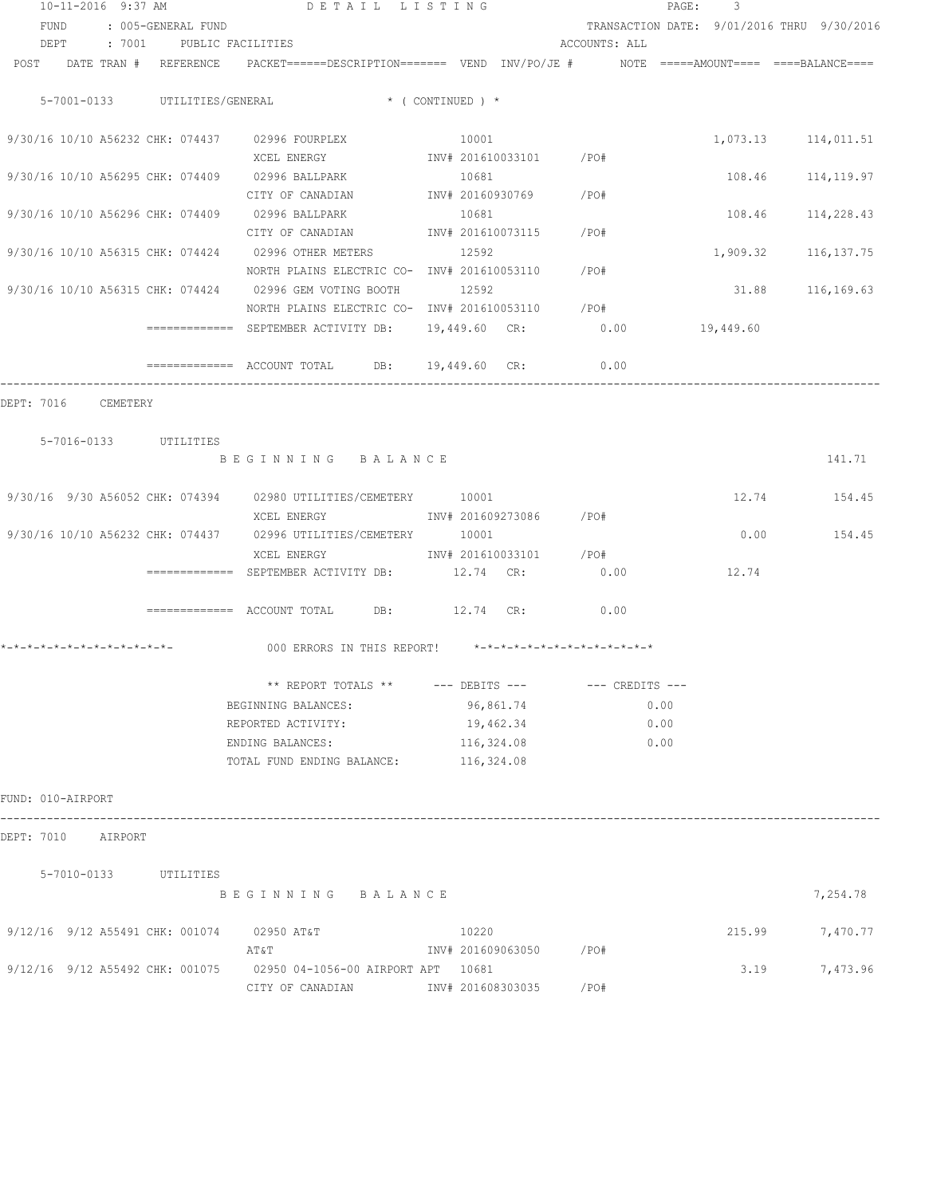10-11-2016 9:37 AM — DETAIL LISTING

FUND : 005-GENERAL FUND — TRANSACTION DATE: 9/01/2016 THRU 9/30/2016

DEPT : 7001 PUBLIC FACILITIES — ACCOUNTS: ALL

| POST | DATE | TRAN # | REFERENCE | PACKET | DESCRIPTION | VEND | INV/PO/JE # | NOTE | AMOUNT | BALANCE |
|---|---|---|---|---|---|---|---|---|---|---|

**5-7001-0133 UTILITIES/GENERAL** * ( CONTINUED ) *

| POST | DATE | TRAN # | REFERENCE | PACKET | DESCRIPTION | VEND | INV/PO/JE # | NOTE | AMOUNT | BALANCE |
|---|---|---|---|---|---|---|---|---|---|---|
| 9/30/16 | 10/10 | A56232 | CHK: 074437 | 02996 | FOURPLEX / XCEL ENERGY | 10001 | INV# 201610033101 /PO# | | 1,073.13 | 114,011.51 |
| 9/30/16 | 10/10 | A56295 | CHK: 074409 | 02996 | BALLPARK / CITY OF CANADIAN | 10681 | INV# 20160930769 /PO# | | 108.46 | 114,119.97 |
| 9/30/16 | 10/10 | A56296 | CHK: 074409 | 02996 | BALLPARK / CITY OF CANADIAN | 10681 | INV# 201610073115 /PO# | | 108.46 | 114,228.43 |
| 9/30/16 | 10/10 | A56315 | CHK: 074424 | 02996 | OTHER METERS / NORTH PLAINS ELECTRIC CO- | 12592 | INV# 201610053110 /PO# | | 1,909.32 | 116,137.75 |
| 9/30/16 | 10/10 | A56315 | CHK: 074424 | 02996 | GEM VOTING BOOTH / NORTH PLAINS ELECTRIC CO- | 12592 | INV# 201610053110 /PO# | | 31.88 | 116,169.63 |

============= SEPTEMBER ACTIVITY DB: 19,449.60 CR: 0.00 19,449.60

============= ACCOUNT TOTAL DB: 19,449.60 CR: 0.00

---

DEPT: 7016 CEMETERY

**5-7016-0133 UTILITIES**

BEGINNING BALANCE 141.71

| POST | DATE | TRAN # | REFERENCE | PACKET | DESCRIPTION | VEND | INV/PO/JE # | NOTE | AMOUNT | BALANCE |
|---|---|---|---|---|---|---|---|---|---|---|
| 9/30/16 | 9/30 | A56052 | CHK: 074394 | 02980 | UTILITIES/CEMETERY / XCEL ENERGY | 10001 | INV# 201609273086 /PO# | | 12.74 | 154.45 |
| 9/30/16 | 10/10 | A56232 | CHK: 074437 | 02996 | UTILITIES/CEMETERY / XCEL ENERGY | 10001 | INV# 201610033101 /PO# | | 0.00 | 154.45 |

============= SEPTEMBER ACTIVITY DB: 12.74 CR: 0.00 12.74

============= ACCOUNT TOTAL DB: 12.74 CR: 0.00

*-*-*-*-*-*-*-*-*-*-*-*-*-  000 ERRORS IN THIS REPORT!  *-*-*-*-*-*-*-*-*-*-*-*-*-*

| ** REPORT TOTALS ** | --- DEBITS --- | --- CREDITS --- |
|---|---|---|
| BEGINNING BALANCES: | 96,861.74 | 0.00 |
| REPORTED ACTIVITY: | 19,462.34 | 0.00 |
| ENDING BALANCES: | 116,324.08 | 0.00 |
| TOTAL FUND ENDING BALANCE: | 116,324.08 | |

FUND: 010-AIRPORT

---

DEPT: 7010 AIRPORT

**5-7010-0133 UTILITIES**

BEGINNING BALANCE 7,254.78

| POST | DATE | TRAN # | REFERENCE | PACKET | DESCRIPTION | VEND | INV/PO/JE # | NOTE | AMOUNT | BALANCE |
|---|---|---|---|---|---|---|---|---|---|---|
| 9/12/16 | 9/12 | A55491 | CHK: 001074 | 02950 | AT&T / AT&T | 10220 | INV# 201609063050 /PO# | | 215.99 | 7,470.77 |
| 9/12/16 | 9/12 | A55492 | CHK: 001075 | 02950 | 04-1056-00 AIRPORT APT / CITY OF CANADIAN | 10681 | INV# 201608303035 /PO# | | 3.19 | 7,473.96 |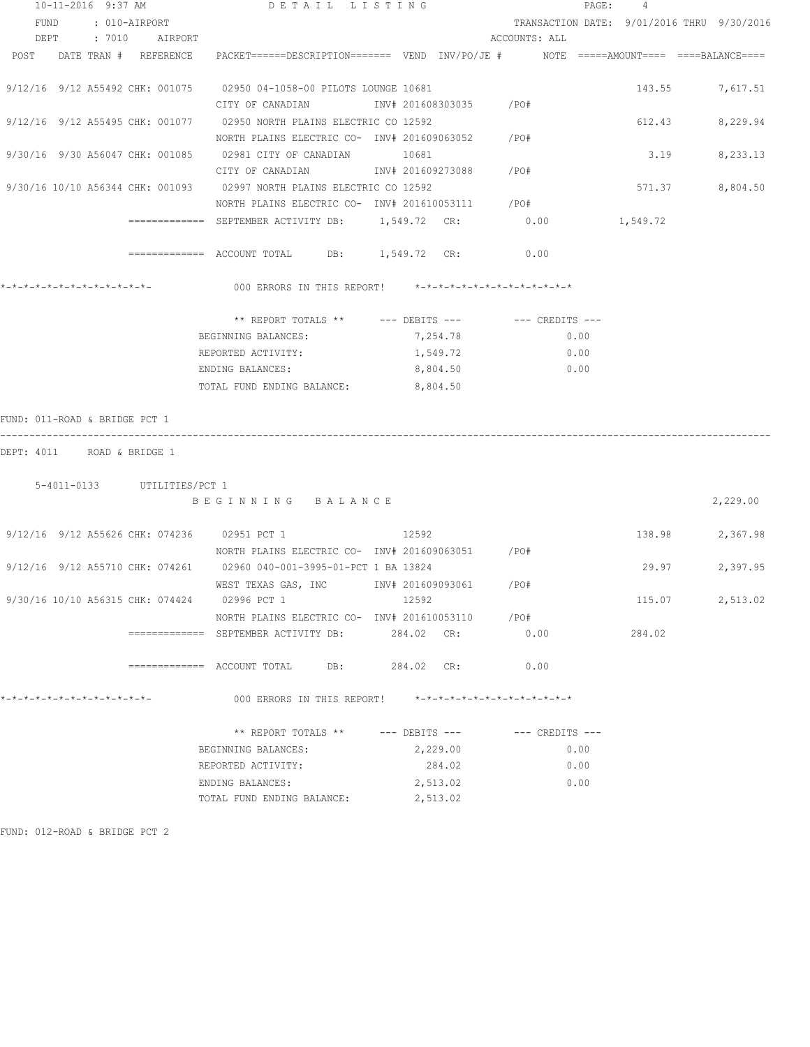10-11-2016 9:37 AM DETAIL LISTING

FUND : 010-AIRPORT TRANSACTION DATE: 9/01/2016 THRU 9/30/2016

DEPT : 7010 AIRPORT ACCOUNTS: ALL

| POST | DATE | TRAN # | REFERENCE | PACKET======DESCRIPTION======= | VEND | INV/PO/JE # | NOTE | =====AMOUNT==== | ====BALANCE==== |
|---|---|---|---|---|---|---|---|---|---|
| 9/12/16 | 9/12 | A55492 | CHK: 001075 | 02950 04-1058-00 PILOTS LOUNGE | 10681 | | | 143.55 | 7,617.51 |
| | | | | CITY OF CANADIAN | | INV# 201608303035 | /PO# | | |
| 9/12/16 | 9/12 | A55495 | CHK: 001077 | 02950 NORTH PLAINS ELECTRIC CO | 12592 | | | 612.43 | 8,229.94 |
| | | | | NORTH PLAINS ELECTRIC CO- | | INV# 201609063052 | /PO# | | |
| 9/30/16 | 9/30 | A56047 | CHK: 001085 | 02981 CITY OF CANADIAN | 10681 | | | 3.19 | 8,233.13 |
| | | | | CITY OF CANADIAN | | INV# 201609273088 | /PO# | | |
| 9/30/16 | 10/10 | A56344 | CHK: 001093 | 02997 NORTH PLAINS ELECTRIC CO | 12592 | | | 571.37 | 8,804.50 |
| | | | | NORTH PLAINS ELECTRIC CO- | | INV# 201610053111 | /PO# | | |

============= SEPTEMBER ACTIVITY DB: 1,549.72 CR: 0.00 1,549.72

============= ACCOUNT TOTAL DB: 1,549.72 CR: 0.00

*-*-*-*-*-*-*-*-*-*-*-*-*- 000 ERRORS IN THIS REPORT! *-*-*-*-*-*-*-*-*-*-*-*-*-*

| ** REPORT TOTALS ** | --- DEBITS --- | --- CREDITS --- |
|---|---|---|
| BEGINNING BALANCES: | 7,254.78 | 0.00 |
| REPORTED ACTIVITY: | 1,549.72 | 0.00 |
| ENDING BALANCES: | 8,804.50 | 0.00 |
| TOTAL FUND ENDING BALANCE: | 8,804.50 | |

FUND: 011-ROAD & BRIDGE PCT 1

---

DEPT: 4011 ROAD & BRIDGE 1

5-4011-0133 UTILITIES/PCT 1

B E G I N N I N G B A L A N C E 2,229.00

| POST | DATE | TRAN # | REFERENCE | PACKET======DESCRIPTION======= | VEND | INV/PO/JE # | NOTE | =====AMOUNT==== | ====BALANCE==== |
|---|---|---|---|---|---|---|---|---|---|
| 9/12/16 | 9/12 | A55626 | CHK: 074236 | 02951 PCT 1 | 12592 | | | 138.98 | 2,367.98 |
| | | | | NORTH PLAINS ELECTRIC CO- | | INV# 201609063051 | /PO# | | |
| 9/12/16 | 9/12 | A55710 | CHK: 074261 | 02960 040-001-3995-01-PCT 1 BA | 13824 | | | 29.97 | 2,397.95 |
| | | | | WEST TEXAS GAS, INC | | INV# 201609093061 | /PO# | | |
| 9/30/16 | 10/10 | A56315 | CHK: 074424 | 02996 PCT 1 | 12592 | | | 115.07 | 2,513.02 |
| | | | | NORTH PLAINS ELECTRIC CO- | | INV# 201610053110 | /PO# | | |

============= SEPTEMBER ACTIVITY DB: 284.02 CR: 0.00 284.02

============= ACCOUNT TOTAL DB: 284.02 CR: 0.00

*-*-*-*-*-*-*-*-*-*-*-*-*- 000 ERRORS IN THIS REPORT! *-*-*-*-*-*-*-*-*-*-*-*-*-*

| ** REPORT TOTALS ** | --- DEBITS --- | --- CREDITS --- |
|---|---|---|
| BEGINNING BALANCES: | 2,229.00 | 0.00 |
| REPORTED ACTIVITY: | 284.02 | 0.00 |
| ENDING BALANCES: | 2,513.02 | 0.00 |
| TOTAL FUND ENDING BALANCE: | 2,513.02 | |

FUND: 012-ROAD & BRIDGE PCT 2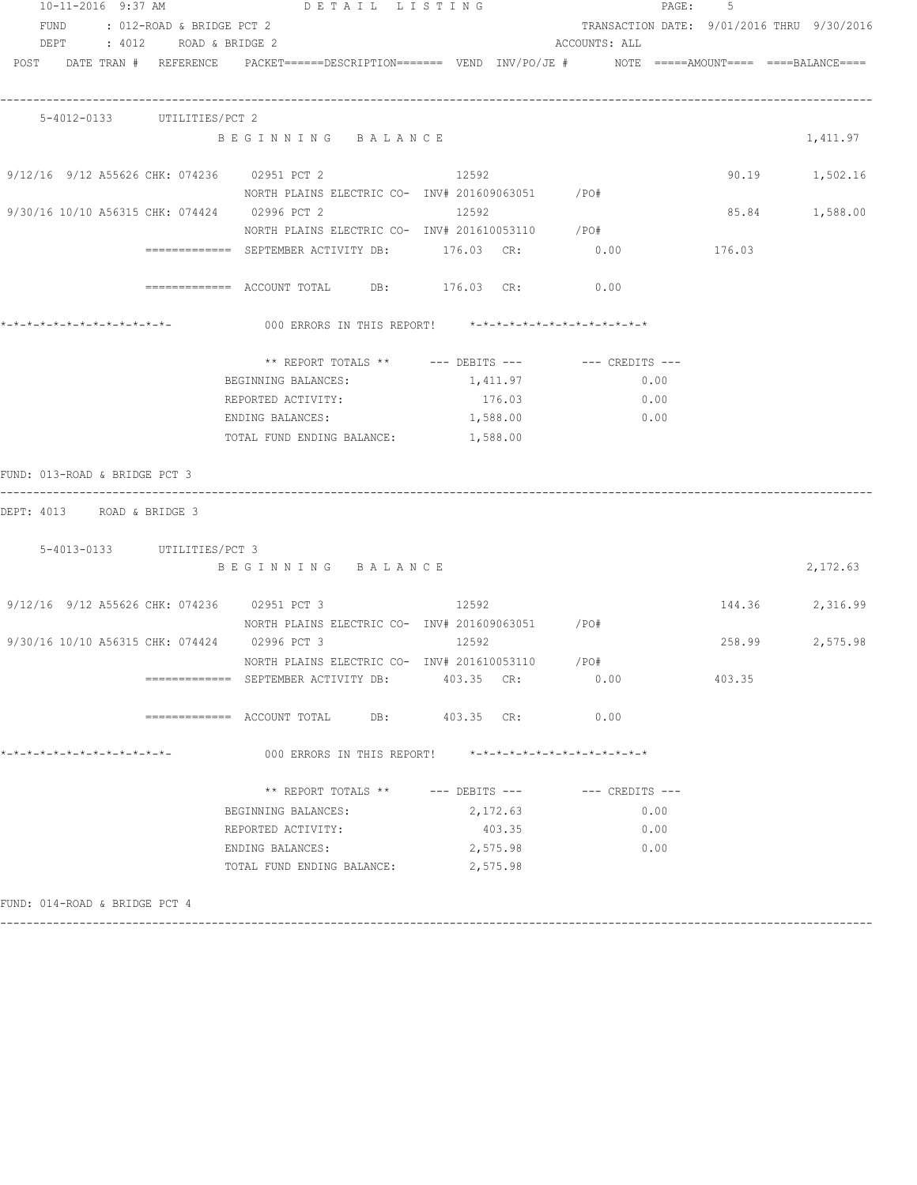10-11-2016 9:37 AM DETAIL LISTING

FUND : 012-ROAD & BRIDGE PCT 2 TRANSACTION DATE: 9/01/2016 THRU 9/30/2016

DEPT : 4012 ROAD & BRIDGE 2 ACCOUNTS: ALL

POST DATE TRAN # REFERENCE PACKET======DESCRIPTION======= VEND INV/PO/JE # NOTE =====AMOUNT==== ====BALANCE====

---

5-4012-0133 UTILITIES/PCT 2

BEGINNING BALANCE 1,411.97

| POST | DATE | TRAN # | REFERENCE | PACKET | DESCRIPTION | VEND | INV/PO/JE # | AMOUNT | BALANCE |
|---|---|---|---|---|---|---|---|---|---|
| 9/12/16 | 9/12 | A55626 | CHK: 074236 | 02951 | PCT 2 NORTH PLAINS ELECTRIC CO- | 12592 | INV# 201609063051 /PO# | 90.19 | 1,502.16 |
| 9/30/16 | 10/10 | A56315 | CHK: 074424 | 02996 | PCT 2 NORTH PLAINS ELECTRIC CO- | 12592 | INV# 201610053110 /PO# | 85.84 | 1,588.00 |

============= SEPTEMBER ACTIVITY DB: 176.03 CR: 0.00 176.03

============= ACCOUNT TOTAL DB: 176.03 CR: 0.00

*-*-*-*-*-*-*-*-*-*-*-*-*- 000 ERRORS IN THIS REPORT! *-*-*-*-*-*-*-*-*-*-*-*-*-*

| ** REPORT TOTALS ** | --- DEBITS --- | --- CREDITS --- |
|---|---|---|
| BEGINNING BALANCES: | 1,411.97 | 0.00 |
| REPORTED ACTIVITY: | 176.03 | 0.00 |
| ENDING BALANCES: | 1,588.00 | 0.00 |
| TOTAL FUND ENDING BALANCE: | 1,588.00 | |

FUND: 013-ROAD & BRIDGE PCT 3

---

DEPT: 4013 ROAD & BRIDGE 3

5-4013-0133 UTILITIES/PCT 3

BEGINNING BALANCE 2,172.63

| POST | DATE | TRAN # | REFERENCE | PACKET | DESCRIPTION | VEND | INV/PO/JE # | AMOUNT | BALANCE |
|---|---|---|---|---|---|---|---|---|---|
| 9/12/16 | 9/12 | A55626 | CHK: 074236 | 02951 | PCT 3 NORTH PLAINS ELECTRIC CO- | 12592 | INV# 201609063051 /PO# | 144.36 | 2,316.99 |
| 9/30/16 | 10/10 | A56315 | CHK: 074424 | 02996 | PCT 3 NORTH PLAINS ELECTRIC CO- | 12592 | INV# 201610053110 /PO# | 258.99 | 2,575.98 |

============= SEPTEMBER ACTIVITY DB: 403.35 CR: 0.00 403.35

============= ACCOUNT TOTAL DB: 403.35 CR: 0.00

*-*-*-*-*-*-*-*-*-*-*-*-*- 000 ERRORS IN THIS REPORT! *-*-*-*-*-*-*-*-*-*-*-*-*-*

| ** REPORT TOTALS ** | --- DEBITS --- | --- CREDITS --- |
|---|---|---|
| BEGINNING BALANCES: | 2,172.63 | 0.00 |
| REPORTED ACTIVITY: | 403.35 | 0.00 |
| ENDING BALANCES: | 2,575.98 | 0.00 |
| TOTAL FUND ENDING BALANCE: | 2,575.98 | |

FUND: 014-ROAD & BRIDGE PCT 4

---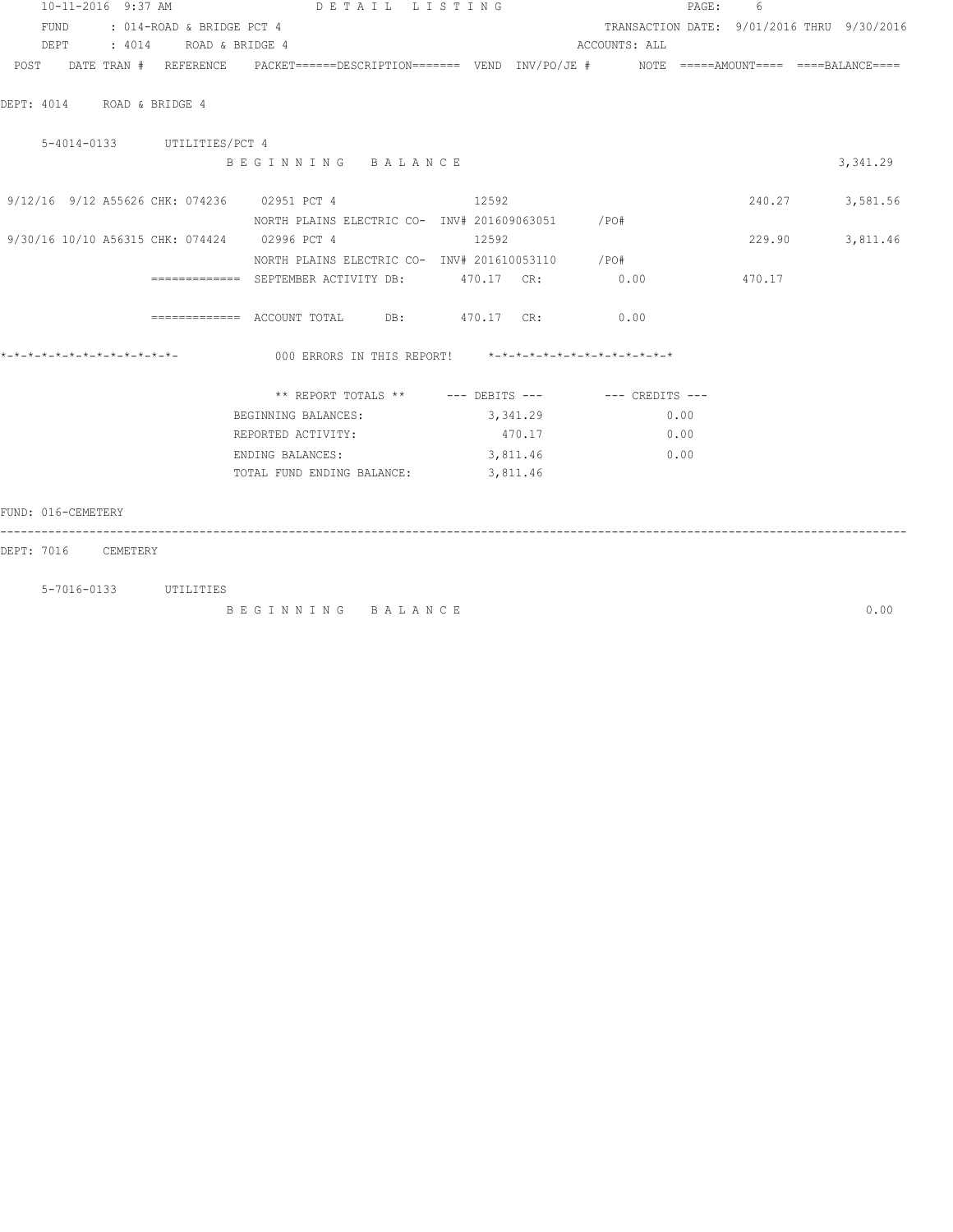DETAIL LISTING

FUND : 014-ROAD & BRIDGE PCT 4
DEPT : 4014 ROAD & BRIDGE 4

TRANSACTION DATE: 9/01/2016 THRU 9/30/2016
ACCOUNTS: ALL

| POST | DATE | TRAN # | REFERENCE | PACKET | DESCRIPTION | VEND | INV/PO/JE # | NOTE | AMOUNT | BALANCE |
|---|---|---|---|---|---|---|---|---|---|---|

DEPT: 4014 ROAD & BRIDGE 4

5-4014-0133 UTILITIES/PCT 4

| POST | DATE | TRAN # | REFERENCE | PACKET | DESCRIPTION | VEND | INV/PO/JE # | NOTE | AMOUNT | BALANCE |
|---|---|---|---|---|---|---|---|---|---|---|
| | | | | | BEGINNING BALANCE | | | | | 3,341.29 |
| 9/12/16 | 9/12 | A55626 | CHK: 074236 | 02951 | PCT 4 / NORTH PLAINS ELECTRIC CO- | 12592 | INV# 201609063051 /PO# | | 240.27 | 3,581.56 |
| 9/30/16 | 10/10 | A56315 | CHK: 074424 | 02996 | PCT 4 / NORTH PLAINS ELECTRIC CO- | 12592 | INV# 201610053110 /PO# | | 229.90 | 3,811.46 |

============= SEPTEMBER ACTIVITY DB: 470.17 CR: 0.00 470.17

============= ACCOUNT TOTAL DB: 470.17 CR: 0.00

*-*-*-*-*-*-*-*-*-*-*-*-*- 000 ERRORS IN THIS REPORT! *-*-*-*-*-*-*-*-*-*-*-*-*-*

| ** REPORT TOTALS ** | --- DEBITS --- | --- CREDITS --- |
|---|---|---|
| BEGINNING BALANCES: | 3,341.29 | 0.00 |
| REPORTED ACTIVITY: | 470.17 | 0.00 |
| ENDING BALANCES: | 3,811.46 | 0.00 |
| TOTAL FUND ENDING BALANCE: | 3,811.46 | |

FUND: 016-CEMETERY

DEPT: 7016 CEMETERY

5-7016-0133 UTILITIES

BEGINNING BALANCE 0.00